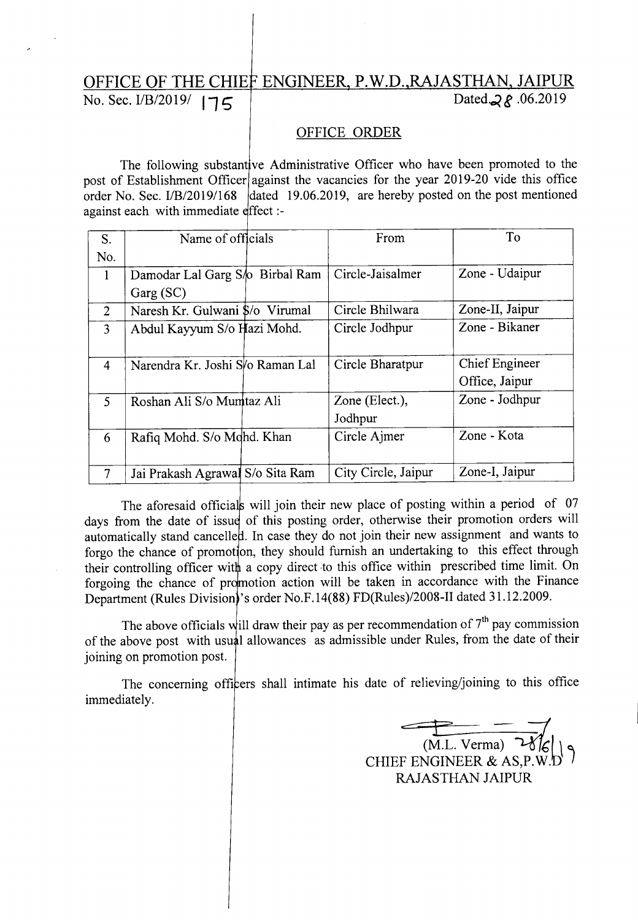# OFFICE OF THE CHIEF ENGINEER, P.W.D.,RAJASTHAN, JAIPUR

No. Sec. I/B/2019/ 175 Dated.28 .06.2019

## OFFICE ORDER

The following substantive Administrative Officer who have been promoted to the post of Establishment Officer against the vacancies for the year 2019-20 vide this office order No. Sec. I/B/2019/168 dated 19.06.2019, are hereby posted on the post mentioned against each with immediate effect :-

| S. No. | Name of officials | From | To |
|---|---|---|---|
| 1 | Damodar Lal Garg S/o Birbal Ram Garg (SC) | Circle-Jaisalmer | Zone - Udaipur |
| 2 | Naresh Kr. Gulwani S/o Virumal | Circle Bhilwara | Zone-II, Jaipur |
| 3 | Abdul Kayyum S/o Hazi Mohd. | Circle Jodhpur | Zone - Bikaner |
| 4 | Narendra Kr. Joshi S/o Raman Lal | Circle Bharatpur | Chief Engineer Office, Jaipur |
| 5 | Roshan Ali S/o Mumtaz Ali | Zone (Elect.), Jodhpur | Zone - Jodhpur |
| 6 | Rafiq Mohd. S/o Mohd. Khan | Circle Ajmer | Zone - Kota |
| 7 | Jai Prakash Agrawal S/o Sita Ram | City Circle, Jaipur | Zone-I, Jaipur |

The aforesaid officials will join their new place of posting within a period of 07 days from the date of issue of this posting order, otherwise their promotion orders will automatically stand cancelled. In case they do not join their new assignment and wants to forgo the chance of promotion, they should furnish an undertaking to this effect through their controlling officer with a copy direct to this office within prescribed time limit. On forgoing the chance of promotion action will be taken in accordance with the Finance Department (Rules Division)'s order No.F.14(88) FD(Rules)/2008-II dated 31.12.2009.

The above officials will draw their pay as per recommendation of 7th pay commission of the above post with usual allowances as admissible under Rules, from the date of their joining on promotion post.

The concerning officers shall intimate his date of relieving/joining to this office immediately.

(M.L. Verma) 28/6/19
CHIEF ENGINEER & AS,P.W.D
RAJASTHAN JAIPUR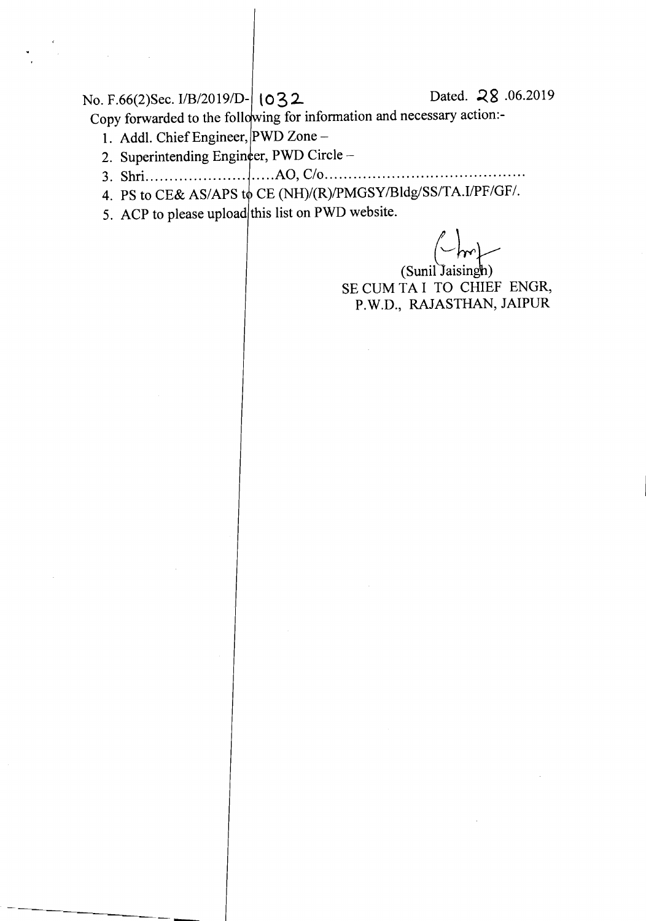No. F.66(2)Sec. I/B/2019/D- 1032 Dated. 28 .06.2019

Copy forwarded to the following for information and necessary action:-

1. Addl. Chief Engineer, PWD Zone –
2. Superintending Engineer, PWD Circle –
3. Shri……………………….AO, C/o……………………………………
4. PS to CE& AS/APS to CE (NH)/(R)/PMGSY/Bldg/SS/TA.I/PF/GF/.
5. ACP to please upload this list on PWD website.

(Sunil Jaisingh)
SE CUM TA I TO CHIEF ENGR,
P.W.D., RAJASTHAN, JAIPUR